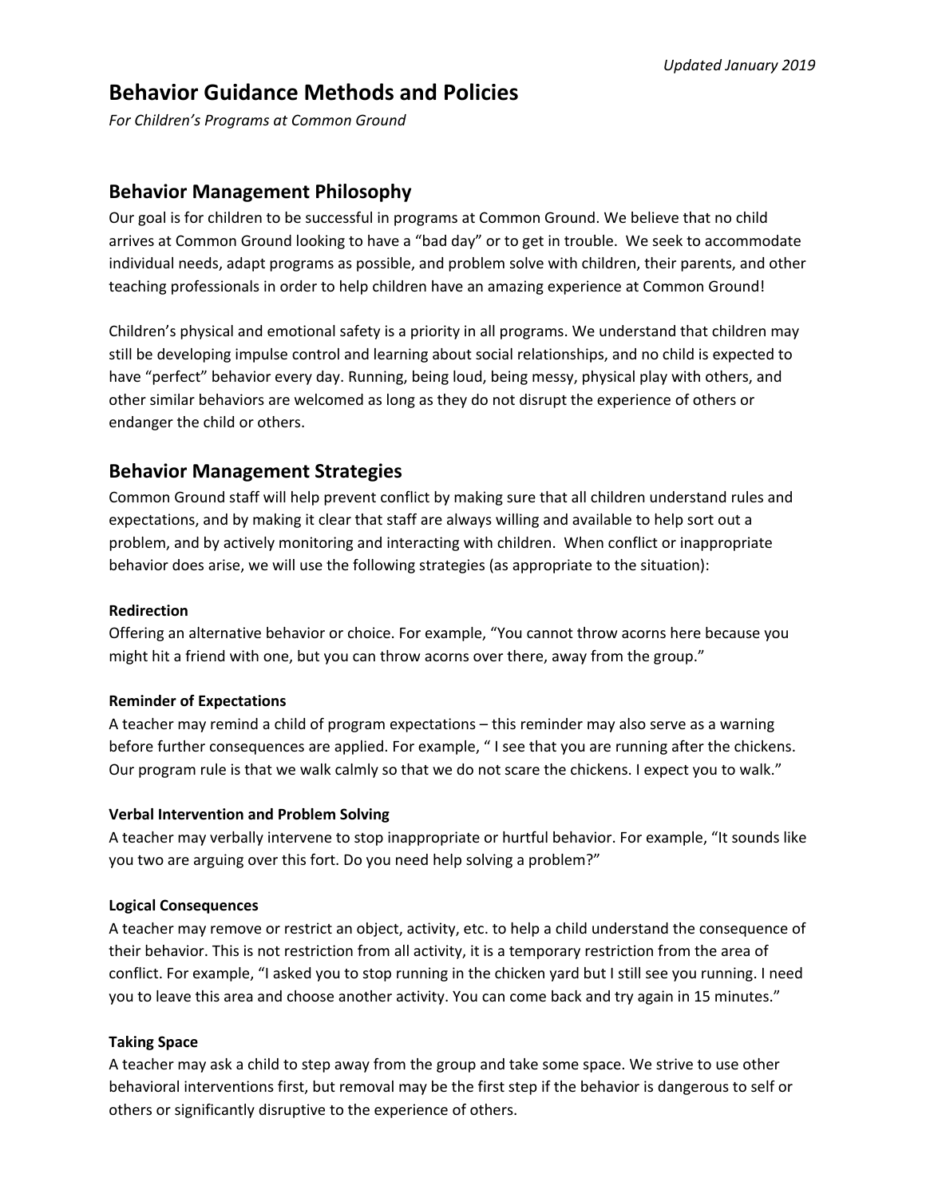*Updated January 2019*

# Behavior Guidance Methods and Policies

*For Children's Programs at Common Ground*

## Behavior Management Philosophy

Our goal is for children to be successful in programs at Common Ground. We believe that no child arrives at Common Ground looking to have a "bad day" or to get in trouble. We seek to accommodate individual needs, adapt programs as possible, and problem solve with children, their parents, and other teaching professionals in order to help children have an amazing experience at Common Ground!

Children's physical and emotional safety is a priority in all programs. We understand that children may still be developing impulse control and learning about social relationships, and no child is expected to have "perfect" behavior every day. Running, being loud, being messy, physical play with others, and other similar behaviors are welcomed as long as they do not disrupt the experience of others or endanger the child or others.

## Behavior Management Strategies

Common Ground staff will help prevent conflict by making sure that all children understand rules and expectations, and by making it clear that staff are always willing and available to help sort out a problem, and by actively monitoring and interacting with children. When conflict or inappropriate behavior does arise, we will use the following strategies (as appropriate to the situation):

**Redirection**

Offering an alternative behavior or choice. For example, "You cannot throw acorns here because you might hit a friend with one, but you can throw acorns over there, away from the group."

**Reminder of Expectations**

A teacher may remind a child of program expectations – this reminder may also serve as a warning before further consequences are applied. For example, " I see that you are running after the chickens. Our program rule is that we walk calmly so that we do not scare the chickens. I expect you to walk."

**Verbal Intervention and Problem Solving**

A teacher may verbally intervene to stop inappropriate or hurtful behavior. For example, "It sounds like you two are arguing over this fort. Do you need help solving a problem?"

**Logical Consequences**

A teacher may remove or restrict an object, activity, etc. to help a child understand the consequence of their behavior. This is not restriction from all activity, it is a temporary restriction from the area of conflict. For example, "I asked you to stop running in the chicken yard but I still see you running. I need you to leave this area and choose another activity. You can come back and try again in 15 minutes."

**Taking Space**

A teacher may ask a child to step away from the group and take some space. We strive to use other behavioral interventions first, but removal may be the first step if the behavior is dangerous to self or others or significantly disruptive to the experience of others.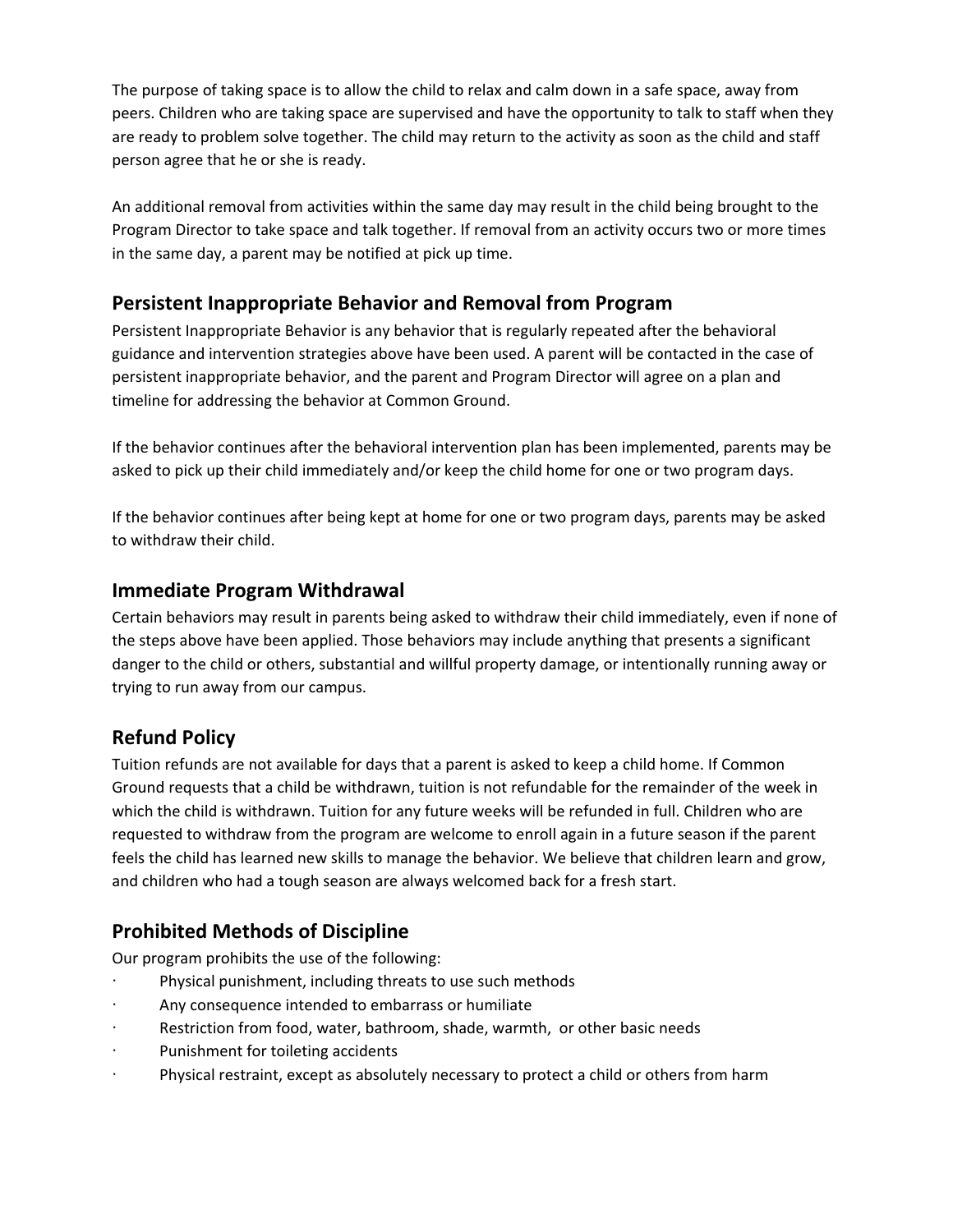The purpose of taking space is to allow the child to relax and calm down in a safe space, away from peers. Children who are taking space are supervised and have the opportunity to talk to staff when they are ready to problem solve together. The child may return to the activity as soon as the child and staff person agree that he or she is ready.

An additional removal from activities within the same day may result in the child being brought to the Program Director to take space and talk together. If removal from an activity occurs two or more times in the same day, a parent may be notified at pick up time.

## Persistent Inappropriate Behavior and Removal from Program

Persistent Inappropriate Behavior is any behavior that is regularly repeated after the behavioral guidance and intervention strategies above have been used. A parent will be contacted in the case of persistent inappropriate behavior, and the parent and Program Director will agree on a plan and timeline for addressing the behavior at Common Ground.

If the behavior continues after the behavioral intervention plan has been implemented, parents may be asked to pick up their child immediately and/or keep the child home for one or two program days.

If the behavior continues after being kept at home for one or two program days, parents may be asked to withdraw their child.

## Immediate Program Withdrawal

Certain behaviors may result in parents being asked to withdraw their child immediately, even if none of the steps above have been applied. Those behaviors may include anything that presents a significant danger to the child or others, substantial and willful property damage, or intentionally running away or trying to run away from our campus.

## Refund Policy

Tuition refunds are not available for days that a parent is asked to keep a child home. If Common Ground requests that a child be withdrawn, tuition is not refundable for the remainder of the week in which the child is withdrawn. Tuition for any future weeks will be refunded in full. Children who are requested to withdraw from the program are welcome to enroll again in a future season if the parent feels the child has learned new skills to manage the behavior. We believe that children learn and grow, and children who had a tough season are always welcomed back for a fresh start.

## Prohibited Methods of Discipline

Our program prohibits the use of the following:

- Physical punishment, including threats to use such methods
- Any consequence intended to embarrass or humiliate
- Restriction from food, water, bathroom, shade, warmth, or other basic needs
- Punishment for toileting accidents
- Physical restraint, except as absolutely necessary to protect a child or others from harm